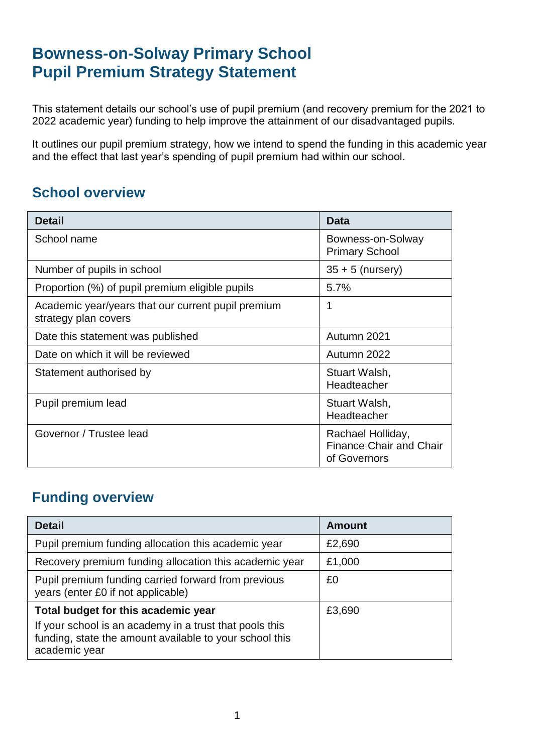# Bowness-on-Solway Primary School
# Pupil Premium Strategy Statement

This statement details our school's use of pupil premium (and recovery premium for the 2021 to 2022 academic year) funding to help improve the attainment of our disadvantaged pupils.

It outlines our pupil premium strategy, how we intend to spend the funding in this academic year and the effect that last year's spending of pupil premium had within our school.

## School overview

| Detail | Data |
|---|---|
| School name | Bowness-on-Solway Primary School |
| Number of pupils in school | 35 + 5 (nursery) |
| Proportion (%) of pupil premium eligible pupils | 5.7% |
| Academic year/years that our current pupil premium strategy plan covers | 1 |
| Date this statement was published | Autumn 2021 |
| Date on which it will be reviewed | Autumn 2022 |
| Statement authorised by | Stuart Walsh, Headteacher |
| Pupil premium lead | Stuart Walsh, Headteacher |
| Governor / Trustee lead | Rachael Holliday, Finance Chair and Chair of Governors |

## Funding overview

| Detail | Amount |
|---|---|
| Pupil premium funding allocation this academic year | £2,690 |
| Recovery premium funding allocation this academic year | £1,000 |
| Pupil premium funding carried forward from previous years (enter £0 if not applicable) | £0 |
| **Total budget for this academic year**<br>If your school is an academy in a trust that pools this funding, state the amount available to your school this academic year | £3,690 |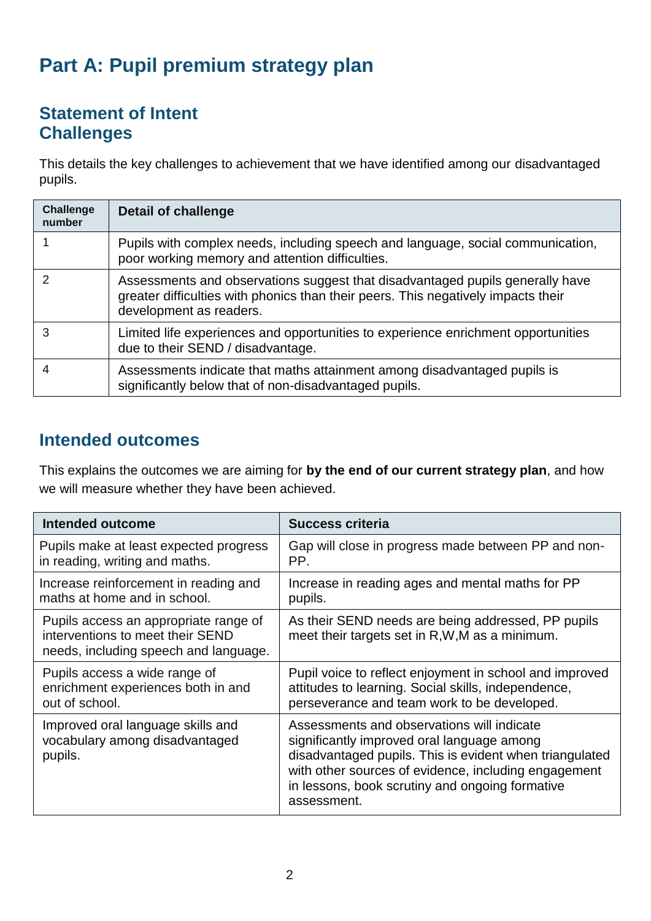# Part A: Pupil premium strategy plan

## Statement of Intent
## Challenges

This details the key challenges to achievement that we have identified among our disadvantaged pupils.

| Challenge number | Detail of challenge |
|---|---|
| 1 | Pupils with complex needs, including speech and language, social communication, poor working memory and attention difficulties. |
| 2 | Assessments and observations suggest that disadvantaged pupils generally have greater difficulties with phonics than their peers. This negatively impacts their development as readers. |
| 3 | Limited life experiences and opportunities to experience enrichment opportunities due to their SEND / disadvantage. |
| 4 | Assessments indicate that maths attainment among disadvantaged pupils is significantly below that of non-disadvantaged pupils. |

## Intended outcomes

This explains the outcomes we are aiming for **by the end of our current strategy plan**, and how we will measure whether they have been achieved.

| Intended outcome | Success criteria |
|---|---|
| Pupils make at least expected progress in reading, writing and maths. | Gap will close in progress made between PP and non-PP. |
| Increase reinforcement in reading and maths at home and in school. | Increase in reading ages and mental maths for PP pupils. |
| Pupils access an appropriate range of interventions to meet their SEND needs, including speech and language. | As their SEND needs are being addressed, PP pupils meet their targets set in R,W,M as a minimum. |
| Pupils access a wide range of enrichment experiences both in and out of school. | Pupil voice to reflect enjoyment in school and improved attitudes to learning. Social skills, independence, perseverance and team work to be developed. |
| Improved oral language skills and vocabulary among disadvantaged pupils. | Assessments and observations will indicate significantly improved oral language among disadvantaged pupils. This is evident when triangulated with other sources of evidence, including engagement in lessons, book scrutiny and ongoing formative assessment. |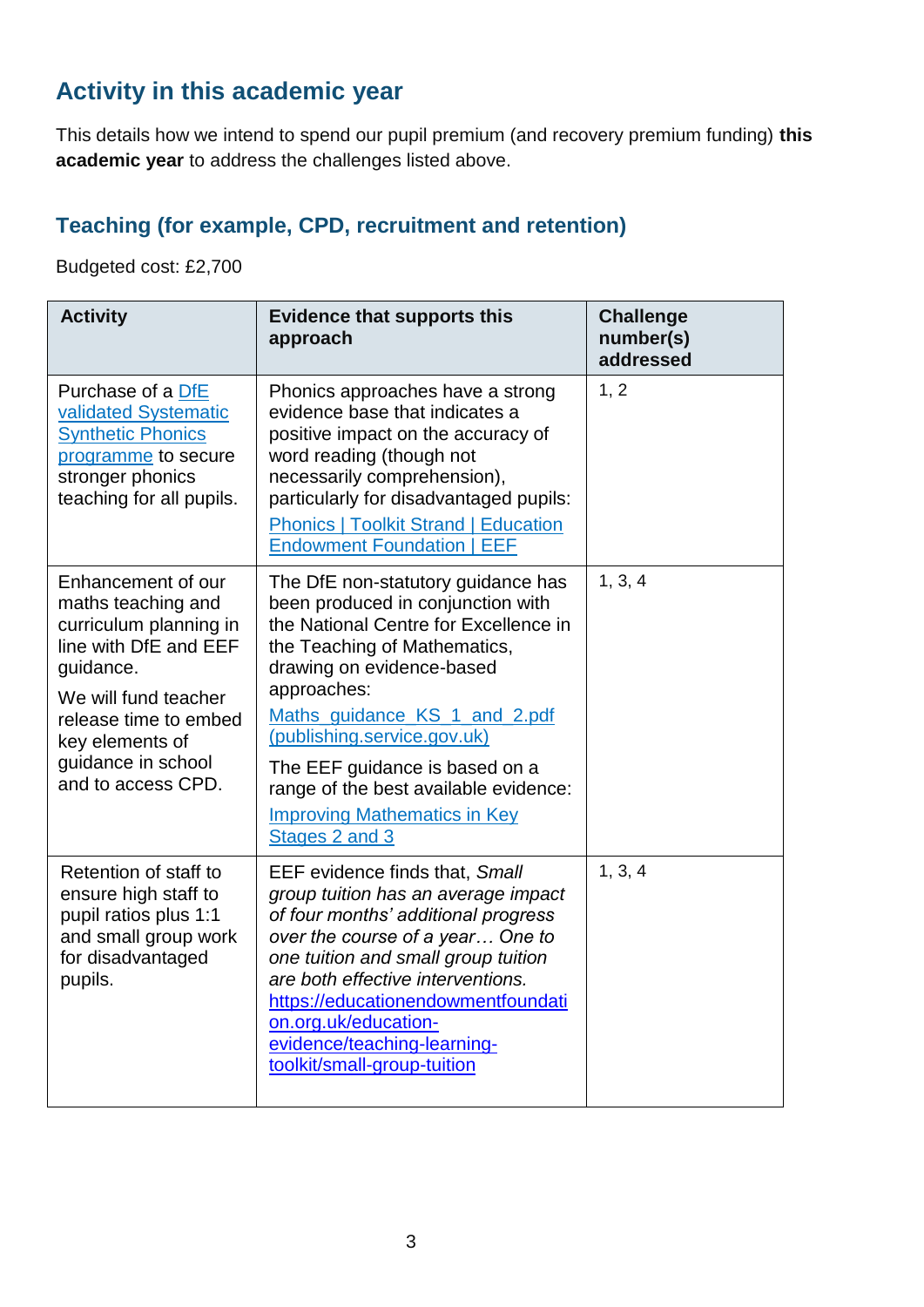## Activity in this academic year

This details how we intend to spend our pupil premium (and recovery premium funding) **this academic year** to address the challenges listed above.

### Teaching (for example, CPD, recruitment and retention)

Budgeted cost: £2,700

| Activity | Evidence that supports this approach | Challenge number(s) addressed |
|---|---|---|
| Purchase of a DfE validated Systematic Synthetic Phonics programme to secure stronger phonics teaching for all pupils. | Phonics approaches have a strong evidence base that indicates a positive impact on the accuracy of word reading (though not necessarily comprehension), particularly for disadvantaged pupils: Phonics \| Toolkit Strand \| Education Endowment Foundation \| EEF | 1, 2 |
| Enhancement of our maths teaching and curriculum planning in line with DfE and EEF guidance. We will fund teacher release time to embed key elements of guidance in school and to access CPD. | The DfE non-statutory guidance has been produced in conjunction with the National Centre for Excellence in the Teaching of Mathematics, drawing on evidence-based approaches: Maths_guidance_KS_1_and_2.pdf (publishing.service.gov.uk) The EEF guidance is based on a range of the best available evidence: Improving Mathematics in Key Stages 2 and 3 | 1, 3, 4 |
| Retention of staff to ensure high staff to pupil ratios plus 1:1 and small group work for disadvantaged pupils. | EEF evidence finds that, *Small group tuition has an average impact of four months' additional progress over the course of a year… One to one tuition and small group tuition are both effective interventions.* https://educationendowmentfoundation.org.uk/education-evidence/teaching-learning-toolkit/small-group-tuition | 1, 3, 4 |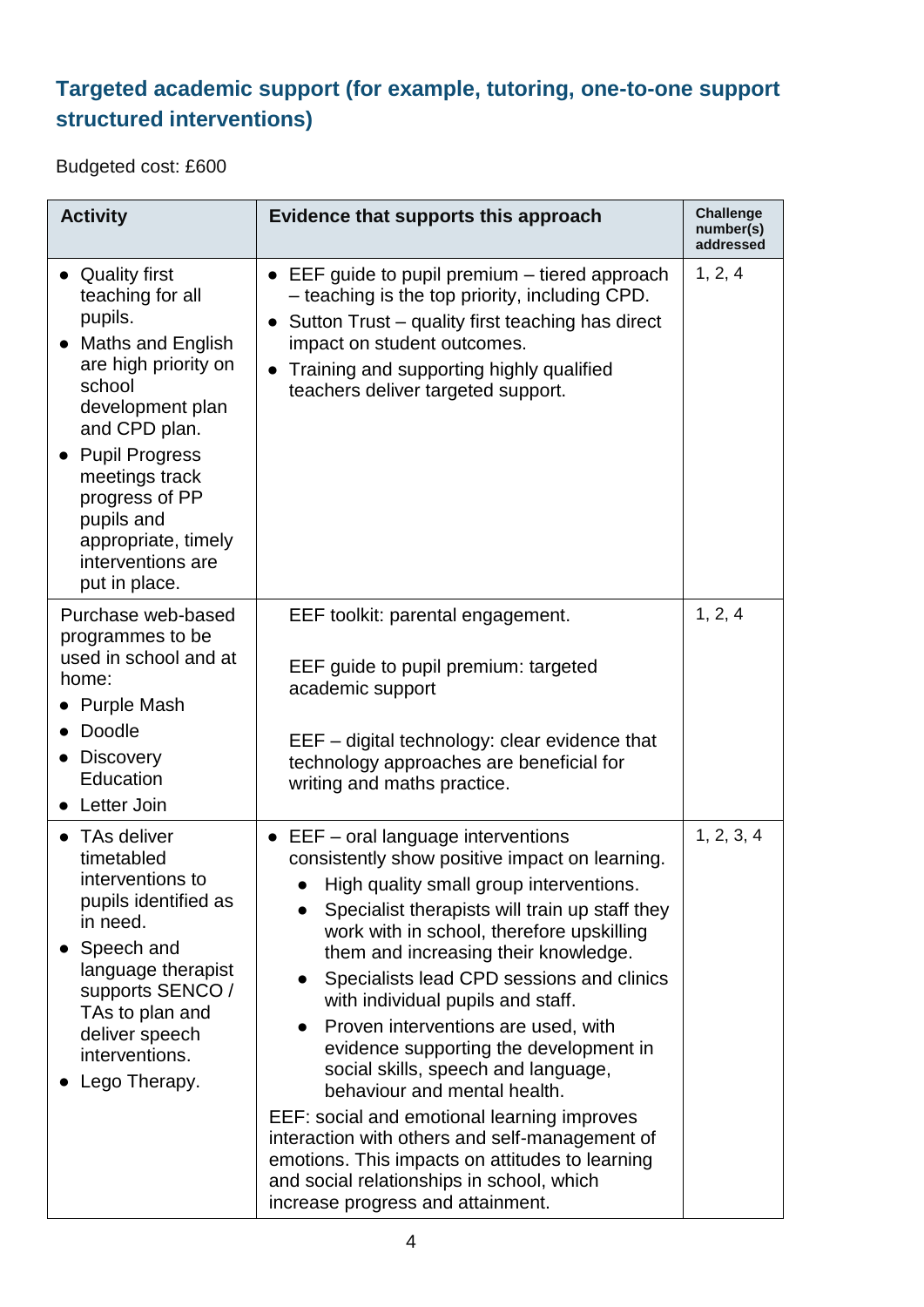### Targeted academic support (for example, tutoring, one-to-one support structured interventions)

Budgeted cost: £600

| Activity | Evidence that supports this approach | Challenge number(s) addressed |
|---|---|---|
| • Quality first teaching for all pupils.<br>• Maths and English are high priority on school development plan and CPD plan.<br>• Pupil Progress meetings track progress of PP pupils and appropriate, timely interventions are put in place. | • EEF guide to pupil premium – tiered approach – teaching is the top priority, including CPD.<br>• Sutton Trust – quality first teaching has direct impact on student outcomes.<br>• Training and supporting highly qualified teachers deliver targeted support. | 1, 2, 4 |
| Purchase web-based programmes to be used in school and at home:<br>• Purple Mash<br>• Doodle<br>• Discovery Education<br>• Letter Join | EEF toolkit: parental engagement.<br><br>EEF guide to pupil premium: targeted academic support<br><br>EEF – digital technology: clear evidence that technology approaches are beneficial for writing and maths practice. | 1, 2, 4 |
| • TAs deliver timetabled interventions to pupils identified as in need.<br>• Speech and language therapist supports SENCO / TAs to plan and deliver speech interventions.<br>• Lego Therapy. | • EEF – oral language interventions consistently show positive impact on learning.<br>&nbsp;&nbsp;&nbsp;&nbsp;• High quality small group interventions.<br>&nbsp;&nbsp;&nbsp;&nbsp;• Specialist therapists will train up staff they work with in school, therefore upskilling them and increasing their knowledge.<br>&nbsp;&nbsp;&nbsp;&nbsp;• Specialists lead CPD sessions and clinics with individual pupils and staff.<br>&nbsp;&nbsp;&nbsp;&nbsp;• Proven interventions are used, with evidence supporting the development in social skills, speech and language, behaviour and mental health.<br>EEF: social and emotional learning improves interaction with others and self-management of emotions. This impacts on attitudes to learning and social relationships in school, which increase progress and attainment. | 1, 2, 3, 4 |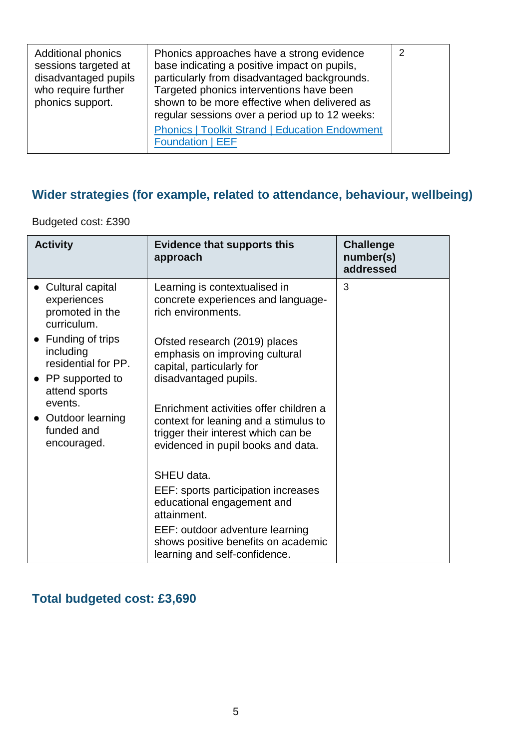| Additional phonics sessions targeted at disadvantaged pupils who require further phonics support. | Phonics approaches have a strong evidence base indicating a positive impact on pupils, particularly from disadvantaged backgrounds. Targeted phonics interventions have been shown to be more effective when delivered as regular sessions over a period up to 12 weeks: [Phonics \| Toolkit Strand \| Education Endowment Foundation \| EEF] | 2 |
|---|---|---|

## Wider strategies (for example, related to attendance, behaviour, wellbeing)

Budgeted cost: £390

| Activity | Evidence that supports this approach | Challenge number(s) addressed |
|---|---|---|
| • Cultural capital experiences promoted in the curriculum.<br>• Funding of trips including residential for PP.<br>• PP supported to attend sports events.<br>• Outdoor learning funded and encouraged. | Learning is contextualised in concrete experiences and language-rich environments.<br><br>Ofsted research (2019) places emphasis on improving cultural capital, particularly for disadvantaged pupils.<br><br>Enrichment activities offer children a context for leaning and a stimulus to trigger their interest which can be evidenced in pupil books and data.<br><br>SHEU data.<br>EEF: sports participation increases educational engagement and attainment.<br>EEF: outdoor adventure learning shows positive benefits on academic learning and self-confidence. | 3 |

## Total budgeted cost: £3,690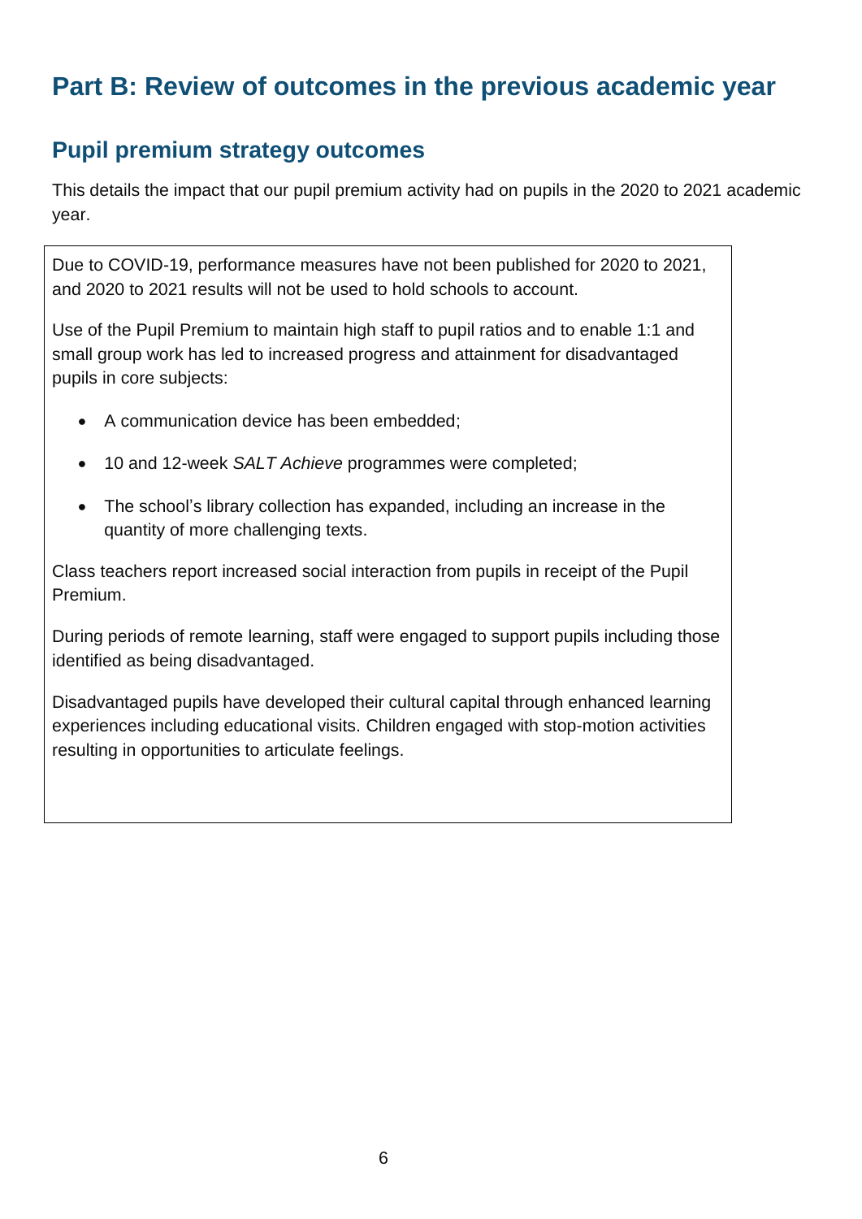# Part B: Review of outcomes in the previous academic year

## Pupil premium strategy outcomes

This details the impact that our pupil premium activity had on pupils in the 2020 to 2021 academic year.

Due to COVID-19, performance measures have not been published for 2020 to 2021, and 2020 to 2021 results will not be used to hold schools to account.

Use of the Pupil Premium to maintain high staff to pupil ratios and to enable 1:1 and small group work has led to increased progress and attainment for disadvantaged pupils in core subjects:

- A communication device has been embedded;
- 10 and 12-week *SALT Achieve* programmes were completed;
- The school's library collection has expanded, including an increase in the quantity of more challenging texts.

Class teachers report increased social interaction from pupils in receipt of the Pupil Premium.

During periods of remote learning, staff were engaged to support pupils including those identified as being disadvantaged.

Disadvantaged pupils have developed their cultural capital through enhanced learning experiences including educational visits. Children engaged with stop-motion activities resulting in opportunities to articulate feelings.